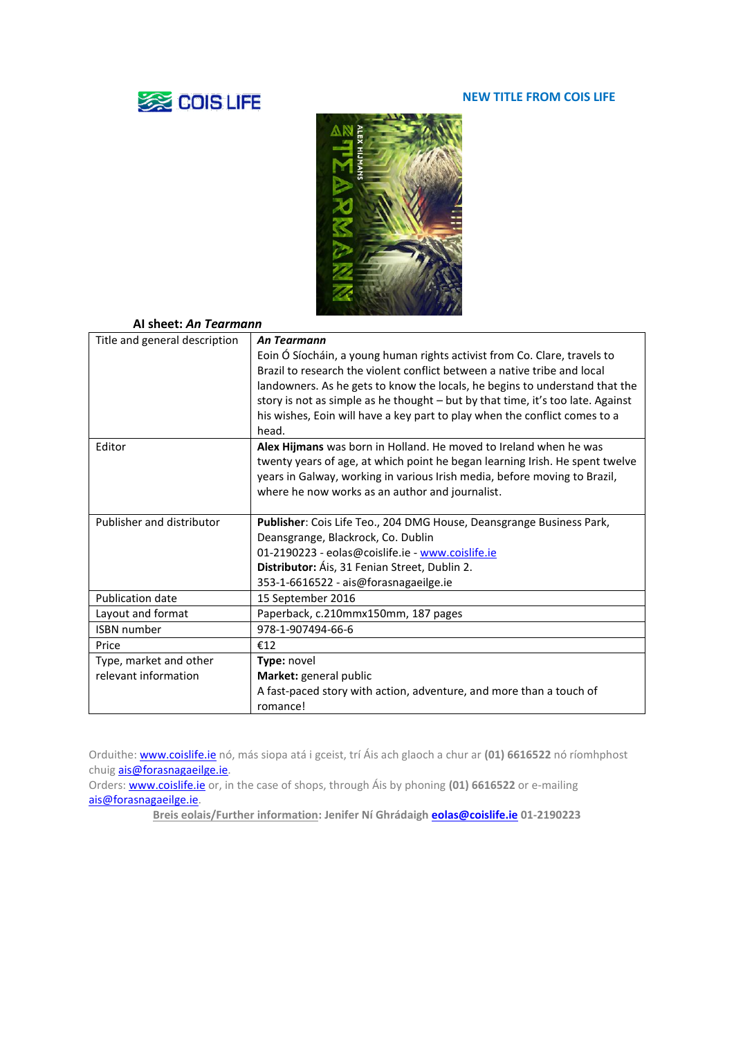COIS LIFE

**NEW TITLE FROM COIS LIFE**

**AI sheet: *An Tearmann***

| Title and general description | ***An Tearmann*** Eoin Ó Síocháin, a young human rights activist from Co. Clare, travels to Brazil to research the violent conflict between a native tribe and local landowners. As he gets to know the locals, he begins to understand that the story is not as simple as he thought – but by that time, it's too late. Against his wishes, Eoin will have a key part to play when the conflict comes to a head. |
|---|---|
| Editor | **Alex Hijmans** was born in Holland. He moved to Ireland when he was twenty years of age, at which point he began learning Irish. He spent twelve years in Galway, working in various Irish media, before moving to Brazil, where he now works as an author and journalist. |
| Publisher and distributor | **Publisher**: Cois Life Teo., 204 DMG House, Deansgrange Business Park, Deansgrange, Blackrock, Co. Dublin<br>01-2190223 - eolas@coislife.ie - www.coislife.ie<br>**Distributor:** Áis, 31 Fenian Street, Dublin 2.<br>353-1-6616522 - ais@forasnagaeilge.ie |
| Publication date | 15 September 2016 |
| Layout and format | Paperback, c.210mmx150mm, 187 pages |
| ISBN number | 978-1-907494-66-6 |
| Price | €12 |
| Type, market and other relevant information | **Type:** novel<br>**Market:** general public<br>A fast-paced story with action, adventure, and more than a touch of romance! |

Orduithe: www.coislife.ie nó, más siopa atá i gceist, trí Áis ach glaoch a chur ar **(01) 6616522** nó ríomhphost chuig ais@forasnagaeilge.ie.

Orders: www.coislife.ie or, in the case of shops, through Áis by phoning **(01) 6616522** or e-mailing ais@forasnagaeilge.ie.

**Breis eolais/Further information: Jenifer Ní Ghrádaigh eolas@coislife.ie 01-2190223**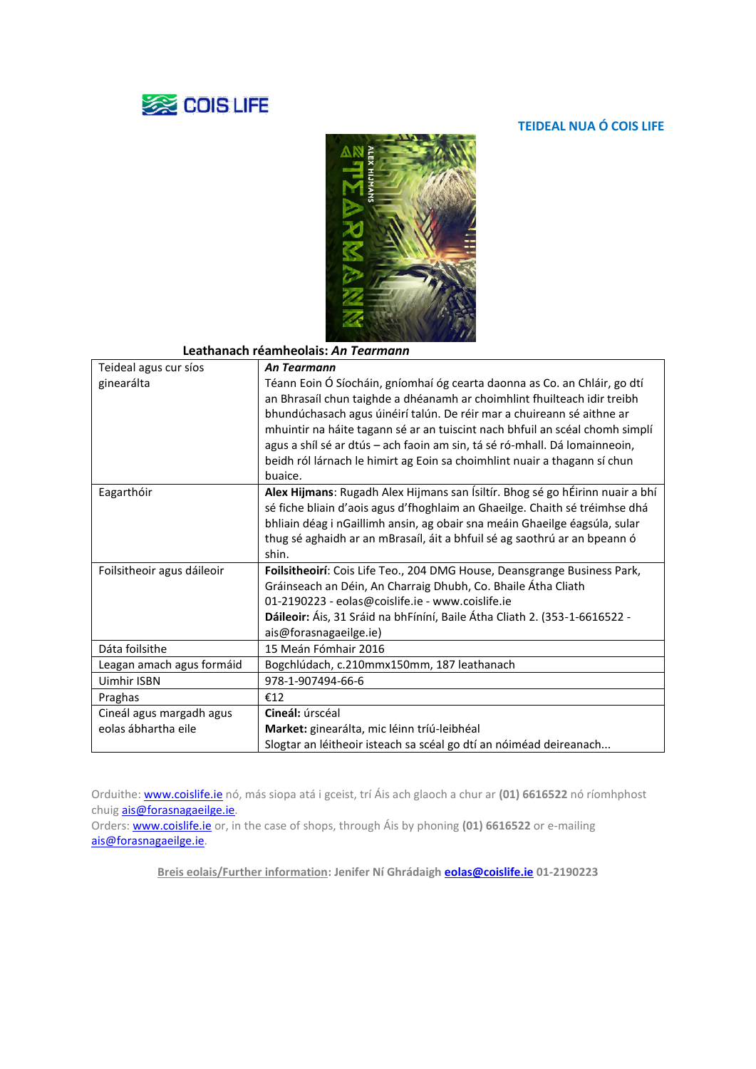COIS LIFE

**TEIDEAL NUA Ó COIS LIFE**

**Leathanach réamheolais: *An Tearmann***

| | |
|---|---|
| Teideal agus cur síos ginearálta | ***An Tearmann*** Téann Eoin Ó Síocháin, gníomhaí óg cearta daonna as Co. an Chláir, go dtí an Bhrasaíl chun taighde a dhéanamh ar choimhlint fhuilteach idir treibh bhundúchasach agus úinéirí talún. De réir mar a chuireann sé aithne ar mhuintir na háite tagann sé ar an tuiscint nach bhfuil an scéal chomh simplí agus a shíl sé ar dtús – ach faoin am sin, tá sé ró-mhall. Dá lomainneoin, beidh ról lárnach le himirt ag Eoin sa choimhlint nuair a thagann sí chun buaice. |
| Eagarthóir | **Alex Hijmans**: Rugadh Alex Hijmans san Ísiltír. Bhog sé go hÉirinn nuair a bhí sé fiche bliain d'aois agus d'fhoghlaim an Ghaeilge. Chaith sé tréimhse dhá bhliain déag i nGaillimh ansin, ag obair sna meáin Ghaeilge éagsúla, sular thug sé aghaidh ar an mBrasaíl, áit a bhfuil sé ag saothrú ar an bpeann ó shin. |
| Foilsitheoir agus dáileoir | **Foilsitheoirí**: Cois Life Teo., 204 DMG House, Deansgrange Business Park, Gráinseach an Déin, An Charraig Dhubh, Co. Bhaile Átha Cliath 01-2190223 - eolas@coislife.ie - www.coislife.ie **Dáileoir:** Áis, 31 Sráid na bhFíníní, Baile Átha Cliath 2. (353-1-6616522 - ais@forasnagaeilge.ie) |
| Dáta foilsithe | 15 Meán Fómhair 2016 |
| Leagan amach agus formáid | Bogchlúdach, c.210mmx150mm, 187 leathanach |
| Uimhir ISBN | 978-1-907494-66-6 |
| Praghas | €12 |
| Cineál agus margadh agus eolas ábhartha eile | **Cineál:** úrscéal **Market:** ginearálta, mic léinn tríú-leibhéal Slogtar an léitheoir isteach sa scéal go dtí an nóiméad deireanach... |

Orduithe: www.coislife.ie nó, más siopa atá i gceist, trí Áis ach glaoch a chur ar **(01) 6616522** nó ríomhphost chuig ais@forasnagaeilge.ie.
Orders: www.coislife.ie or, in the case of shops, through Áis by phoning **(01) 6616522** or e-mailing ais@forasnagaeilge.ie.

**Breis eolais/Further information: Jenifer Ní Ghrádaigh eolas@coislife.ie 01-2190223**